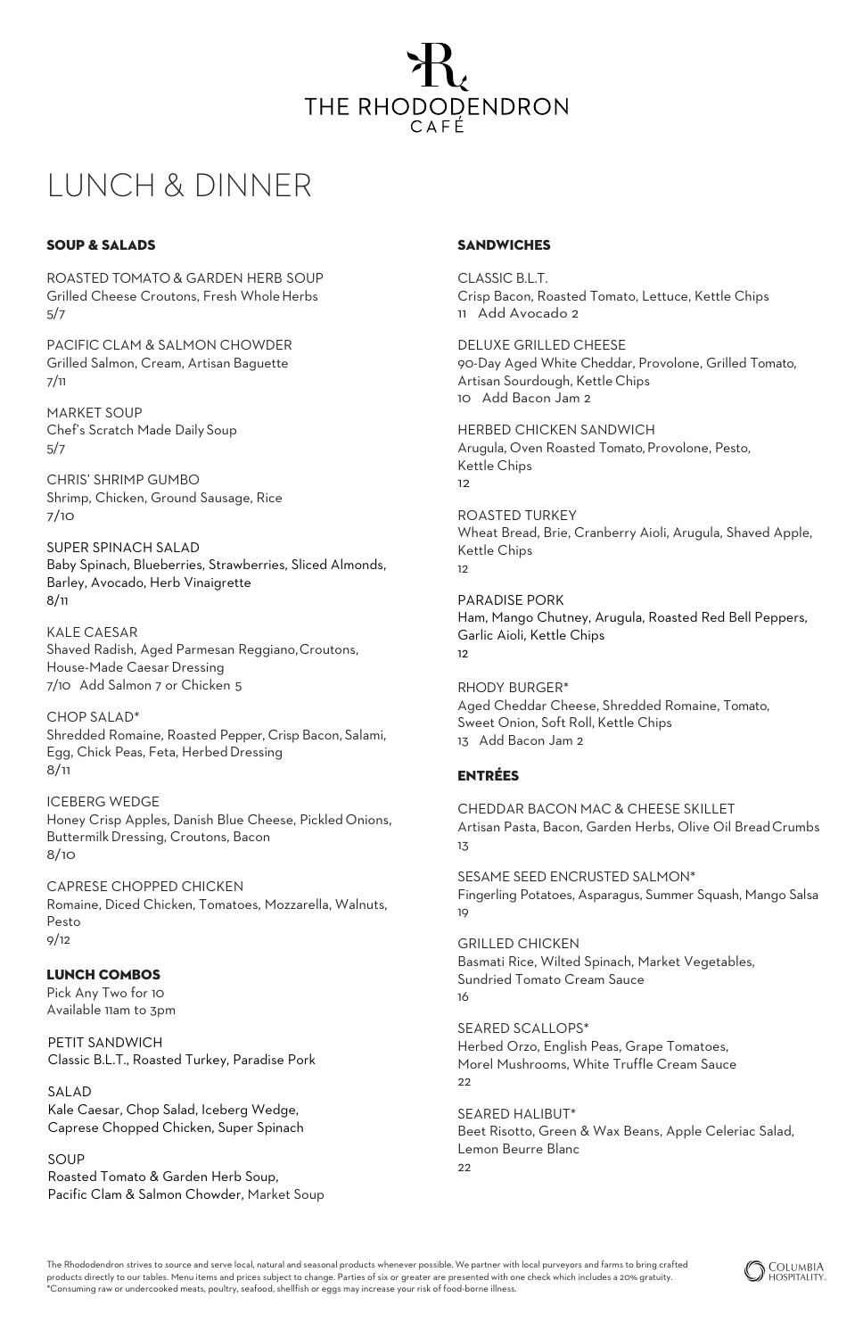# THE RHODODENDRON CAFÉ

# LUNCH & DINNER

## SOUP & SALADS

ROASTED TOMATO & GARDEN HERB SOUP
Grilled Cheese Croutons, Fresh Whole Herbs
5/7

PACIFIC CLAM & SALMON CHOWDER
Grilled Salmon, Cream, Artisan Baguette
7/11

MARKET SOUP
Chef's Scratch Made Daily Soup
5/7

CHRIS' SHRIMP GUMBO
Shrimp, Chicken, Ground Sausage, Rice
7/10

SUPER SPINACH SALAD
Baby Spinach, Blueberries, Strawberries, Sliced Almonds, Barley, Avocado, Herb Vinaigrette
8/11

KALE CAESAR
Shaved Radish, Aged Parmesan Reggiano, Croutons, House-Made Caesar Dressing
7/10 Add Salmon 7 or Chicken 5

CHOP SALAD*
Shredded Romaine, Roasted Pepper, Crisp Bacon, Salami, Egg, Chick Peas, Feta, Herbed Dressing
8/11

ICEBERG WEDGE
Honey Crisp Apples, Danish Blue Cheese, Pickled Onions, Buttermilk Dressing, Croutons, Bacon
8/10

CAPRESE CHOPPED CHICKEN
Romaine, Diced Chicken, Tomatoes, Mozzarella, Walnuts, Pesto
9/12

## LUNCH COMBOS

Pick Any Two for 10
Available 11am to 3pm

PETIT SANDWICH
Classic B.L.T., Roasted Turkey, Paradise Pork

SALAD
Kale Caesar, Chop Salad, Iceberg Wedge, Caprese Chopped Chicken, Super Spinach

SOUP
Roasted Tomato & Garden Herb Soup, Pacific Clam & Salmon Chowder, Market Soup

## SANDWICHES

CLASSIC B.L.T.
Crisp Bacon, Roasted Tomato, Lettuce, Kettle Chips
11 Add Avocado 2

DELUXE GRILLED CHEESE
90-Day Aged White Cheddar, Provolone, Grilled Tomato, Artisan Sourdough, Kettle Chips
10 Add Bacon Jam 2

HERBED CHICKEN SANDWICH
Arugula, Oven Roasted Tomato, Provolone, Pesto, Kettle Chips
12

ROASTED TURKEY
Wheat Bread, Brie, Cranberry Aioli, Arugula, Shaved Apple, Kettle Chips
12

PARADISE PORK
Ham, Mango Chutney, Arugula, Roasted Red Bell Peppers, Garlic Aioli, Kettle Chips
12

RHODY BURGER*
Aged Cheddar Cheese, Shredded Romaine, Tomato, Sweet Onion, Soft Roll, Kettle Chips
13 Add Bacon Jam 2

## ENTRÉES

CHEDDAR BACON MAC & CHEESE SKILLET
Artisan Pasta, Bacon, Garden Herbs, Olive Oil Bread Crumbs
13

SESAME SEED ENCRUSTED SALMON*
Fingerling Potatoes, Asparagus, Summer Squash, Mango Salsa
19

GRILLED CHICKEN
Basmati Rice, Wilted Spinach, Market Vegetables, Sundried Tomato Cream Sauce
16

SEARED SCALLOPS*
Herbed Orzo, English Peas, Grape Tomatoes, Morel Mushrooms, White Truffle Cream Sauce
22

SEARED HALIBUT*
Beet Risotto, Green & Wax Beans, Apple Celeriac Salad, Lemon Beurre Blanc
22

The Rhododendron strives to source and serve local, natural and seasonal products whenever possible. We partner with local purveyors and farms to bring crafted products directly to our tables. Menu items and prices subject to change. Parties of six or greater are presented with one check which includes a 20% gratuity.
*Consuming raw or undercooked meats, poultry, seafood, shellfish or eggs may increase your risk of food-borne illness.

COLUMBIA HOSPITALITY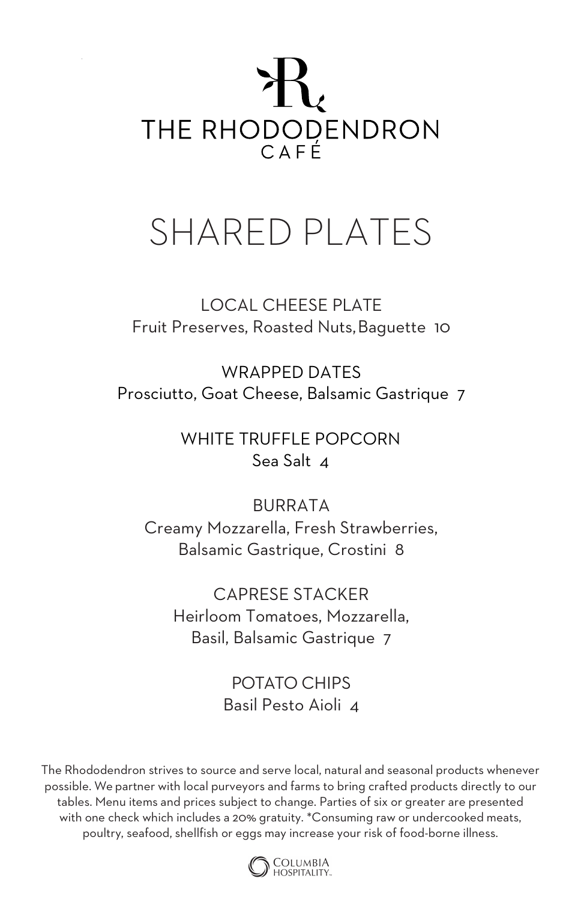# THE RHODODENDRON
## CAFÉ

## SHARED PLATES

### LOCAL CHEESE PLATE
Fruit Preserves, Roasted Nuts, Baguette 10

### WRAPPED DATES
Prosciutto, Goat Cheese, Balsamic Gastrique 7

### WHITE TRUFFLE POPCORN
Sea Salt 4

### BURRATA
Creamy Mozzarella, Fresh Strawberries, Balsamic Gastrique, Crostini 8

### CAPRESE STACKER
Heirloom Tomatoes, Mozzarella, Basil, Balsamic Gastrique 7

### POTATO CHIPS
Basil Pesto Aioli 4

The Rhododendron strives to source and serve local, natural and seasonal products whenever possible. We partner with local purveyors and farms to bring crafted products directly to our tables. Menu items and prices subject to change. Parties of six or greater are presented with one check which includes a 20% gratuity. *Consuming raw or undercooked meats, poultry, seafood, shellfish or eggs may increase your risk of food-borne illness.

Columbia Hospitality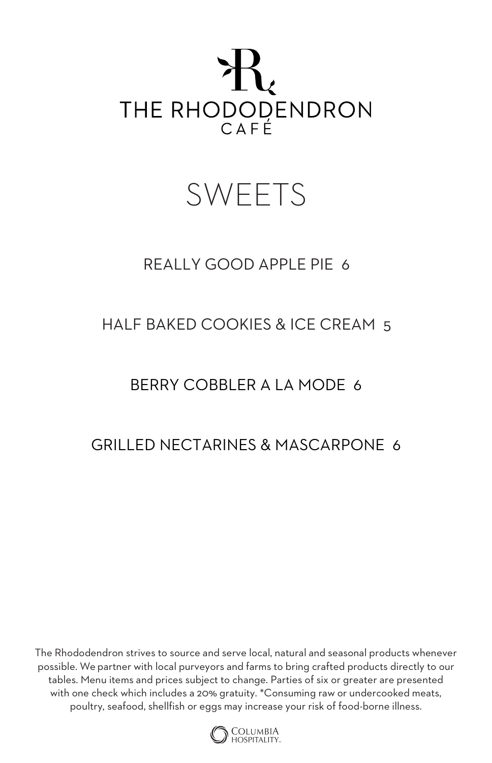# THE RHODODENDRON CAFÉ

## SWEETS

REALLY GOOD APPLE PIE 6

HALF BAKED COOKIES & ICE CREAM 5

BERRY COBBLER A LA MODE 6

GRILLED NECTARINES & MASCARPONE 6

The Rhododendron strives to source and serve local, natural and seasonal products whenever possible. We partner with local purveyors and farms to bring crafted products directly to our tables. Menu items and prices subject to change. Parties of six or greater are presented with one check which includes a 20% gratuity. *Consuming raw or undercooked meats, poultry, seafood, shellfish or eggs may increase your risk of food-borne illness.

COLUMBIA HOSPITALITY